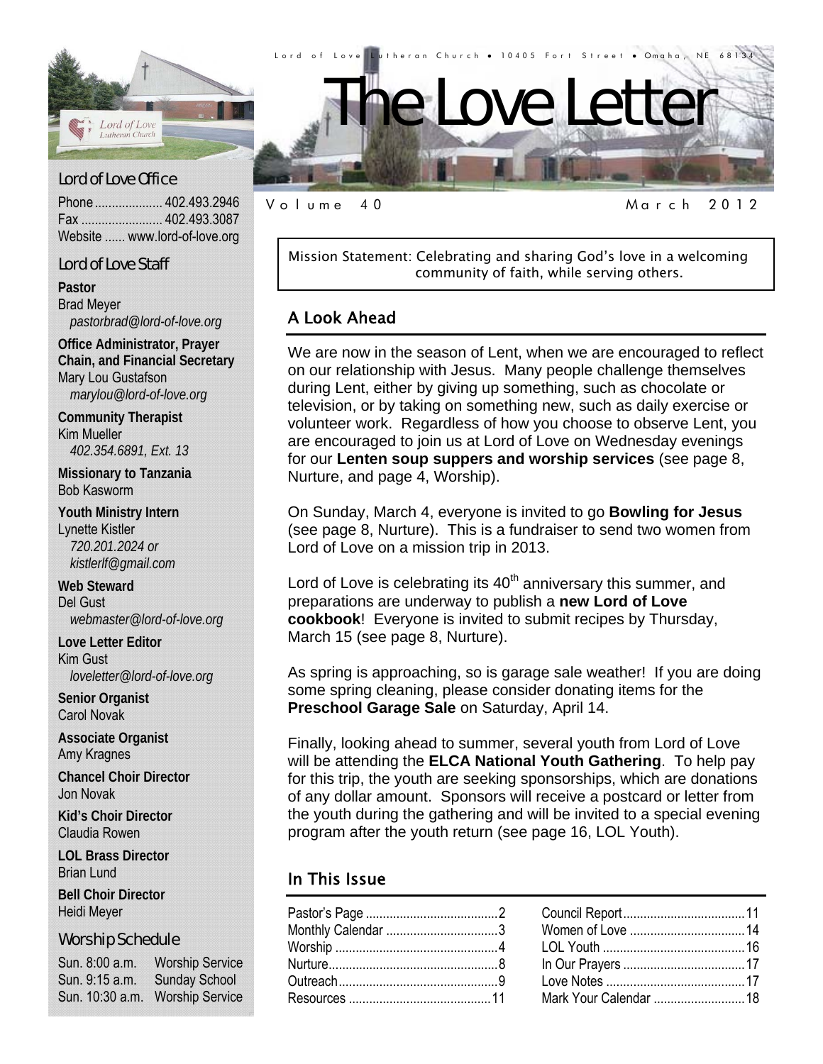Lord of Love Lutheran Church • 10405 Fort Street • Omaha, NE 68134

# The Love Letter

Volume 40 — March 2012

## Lord of Love Office

Phone .................... 402.493.2946
Fax ........................ 402.493.3087
Website ...... www.lord-of-love.org

## Lord of Love Staff

**Pastor**
Brad Meyer
*pastorbrad@lord-of-love.org*

**Office Administrator, Prayer Chain, and Financial Secretary**
Mary Lou Gustafson
*marylou@lord-of-love.org*

**Community Therapist**
Kim Mueller
*402.354.6891, Ext. 13*

**Missionary to Tanzania**
Bob Kasworm

**Youth Ministry Intern**
Lynette Kistler
*720.201.2024 or kistlerlf@gmail.com*

**Web Steward**
Del Gust
*webmaster@lord-of-love.org*

**Love Letter Editor**
Kim Gust
*loveletter@lord-of-love.org*

**Senior Organist**
Carol Novak

**Associate Organist**
Amy Kragnes

**Chancel Choir Director**
Jon Novak

**Kid's Choir Director**
Claudia Rowen

**LOL Brass Director**
Brian Lund

**Bell Choir Director**
Heidi Meyer

## Worship Schedule

| | |
|---|---|
| Sun. 8:00 a.m. | Worship Service |
| Sun. 9:15 a.m. | Sunday School |
| Sun. 10:30 a.m. | Worship Service |

Mission Statement: Celebrating and sharing God's love in a welcoming community of faith, while serving others.

## A Look Ahead

We are now in the season of Lent, when we are encouraged to reflect on our relationship with Jesus. Many people challenge themselves during Lent, either by giving up something, such as chocolate or television, or by taking on something new, such as daily exercise or volunteer work. Regardless of how you choose to observe Lent, you are encouraged to join us at Lord of Love on Wednesday evenings for our **Lenten soup suppers and worship services** (see page 8, Nurture, and page 4, Worship).

On Sunday, March 4, everyone is invited to go **Bowling for Jesus** (see page 8, Nurture). This is a fundraiser to send two women from Lord of Love on a mission trip in 2013.

Lord of Love is celebrating its 40th anniversary this summer, and preparations are underway to publish a **new Lord of Love cookbook**! Everyone is invited to submit recipes by Thursday, March 15 (see page 8, Nurture).

As spring is approaching, so is garage sale weather! If you are doing some spring cleaning, please consider donating items for the **Preschool Garage Sale** on Saturday, April 14.

Finally, looking ahead to summer, several youth from Lord of Love will be attending the **ELCA National Youth Gathering**. To help pay for this trip, the youth are seeking sponsorships, which are donations of any dollar amount. Sponsors will receive a postcard or letter from the youth during the gathering and will be invited to a special evening program after the youth return (see page 16, LOL Youth).

## In This Issue

| | | | |
|---|---|---|---|
| Pastor's Page | 2 | Council Report | 11 |
| Monthly Calendar | 3 | Women of Love | 14 |
| Worship | 4 | LOL Youth | 16 |
| Nurture | 8 | In Our Prayers | 17 |
| Outreach | 9 | Love Notes | 17 |
| Resources | 11 | Mark Your Calendar | 18 |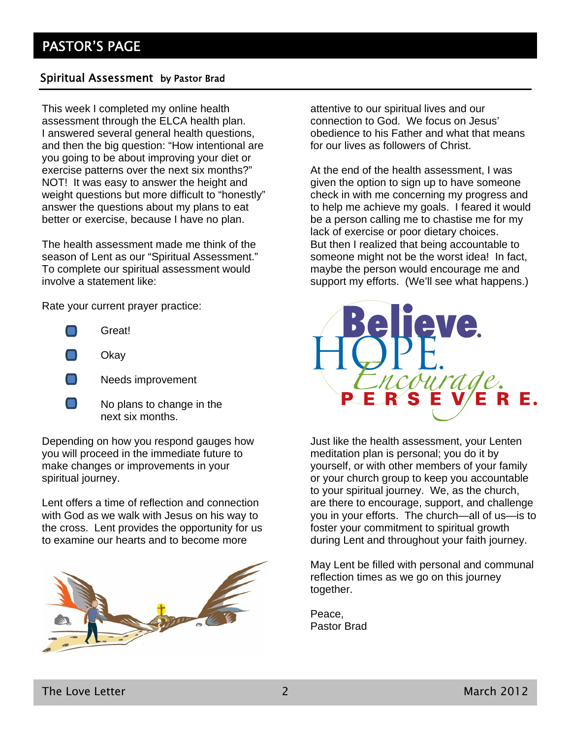# PASTOR'S PAGE

## Spiritual Assessment by Pastor Brad

This week I completed my online health assessment through the ELCA health plan. I answered several general health questions, and then the big question: "How intentional are you going to be about improving your diet or exercise patterns over the next six months?" NOT! It was easy to answer the height and weight questions but more difficult to "honestly" answer the questions about my plans to eat better or exercise, because I have no plan.

The health assessment made me think of the season of Lent as our "Spiritual Assessment." To complete our spiritual assessment would involve a statement like:

Rate your current prayer practice:

- Great!
- Okay
- Needs improvement
- No plans to change in the next six months.

Depending on how you respond gauges how you will proceed in the immediate future to make changes or improvements in your spiritual journey.

Lent offers a time of reflection and connection with God as we walk with Jesus on his way to the cross. Lent provides the opportunity for us to examine our hearts and to become more attentive to our spiritual lives and our connection to God. We focus on Jesus' obedience to his Father and what that means for our lives as followers of Christ.

At the end of the health assessment, I was given the option to sign up to have someone check in with me concerning my progress and to help me achieve my goals. I feared it would be a person calling me to chastise me for my lack of exercise or poor dietary choices. But then I realized that being accountable to someone might not be the worst idea! In fact, maybe the person would encourage me and support my efforts. (We'll see what happens.)

Believe. HOPE. Encourage. PERSEVERE.

Just like the health assessment, your Lenten meditation plan is personal; you do it by yourself, or with other members of your family or your church group to keep you accountable to your spiritual journey. We, as the church, are there to encourage, support, and challenge you in your efforts. The church—all of us—is to foster your commitment to spiritual growth during Lent and throughout your faith journey.

May Lent be filled with personal and communal reflection times as we go on this journey together.

Peace,
Pastor Brad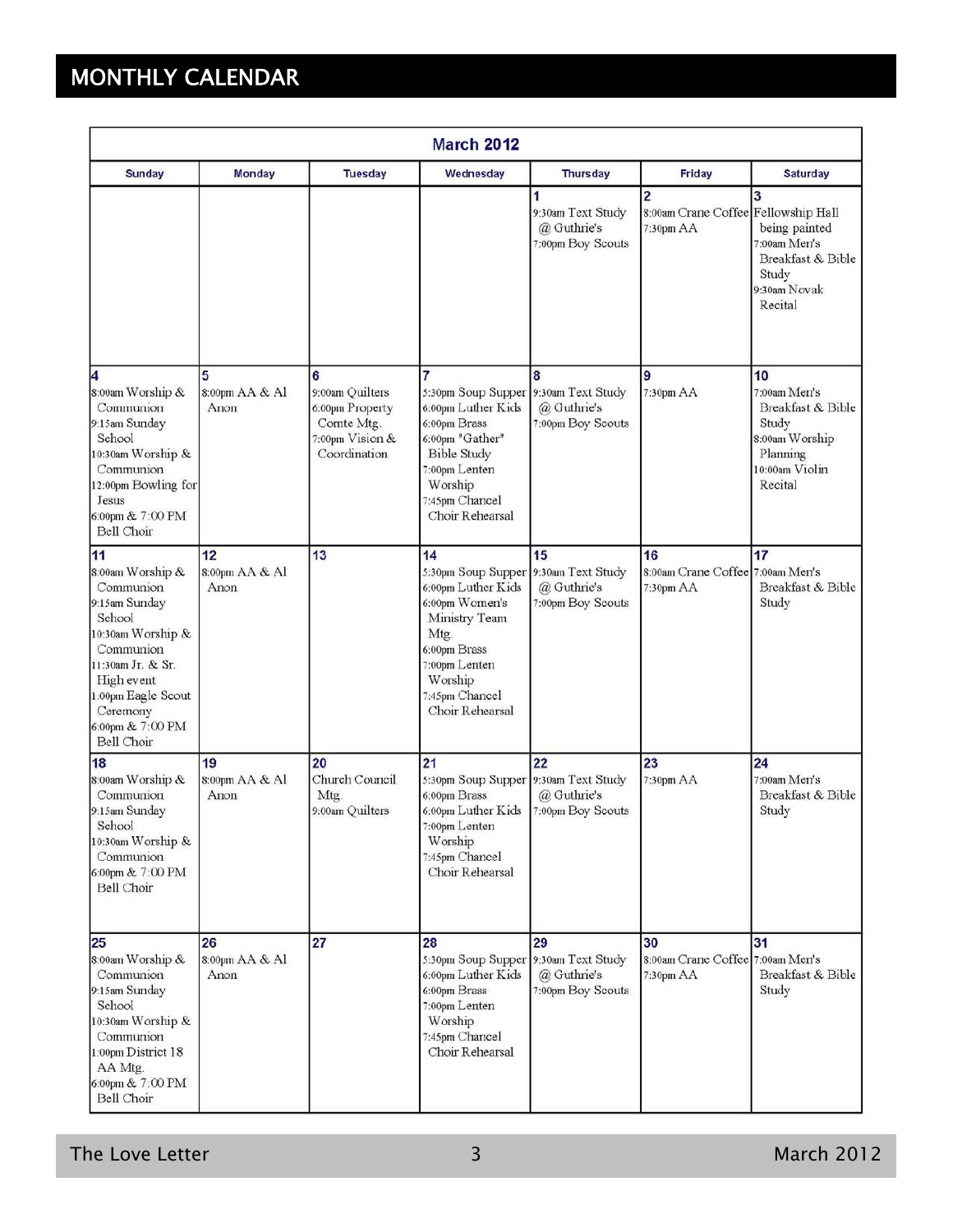# MONTHLY CALENDAR

## March 2012

| Sunday | Monday | Tuesday | Wednesday | Thursday | Friday | Saturday |
|---|---|---|---|---|---|---|
| | | | | **1**<br>9:30am Text Study @ Guthrie's<br>7:00pm Boy Scouts | **2**<br>8:00am Crane Coffee<br>7:30pm AA | **3**<br>Fellowship Hall being painted<br>7:00am Men's Breakfast & Bible Study<br>9:30am Novak Recital |
| **4**<br>8:00am Worship & Communion<br>9:15am Sunday School<br>10:30am Worship & Communion<br>12:00pm Bowling for Jesus<br>6:00pm & 7:00 PM Bell Choir | **5**<br>8:00pm AA & Al Anon | **6**<br>9:00am Quilters<br>6:00pm Property Comte Mtg.<br>7:00pm Vision & Coordination | **7**<br>5:30pm Soup Supper<br>6:00pm Luther Kids<br>6:00pm Brass<br>6:00pm "Gather" Bible Study<br>7:00pm Lenten Worship<br>7:45pm Chancel Choir Rehearsal | **8**<br>9:30am Text Study @ Guthrie's<br>7:00pm Boy Scouts | **9**<br>7:30pm AA | **10**<br>7:00am Men's Breakfast & Bible Study<br>8:00am Worship Planning<br>10:00am Violin Recital |
| **11**<br>8:00am Worship & Communion<br>9:15am Sunday School<br>10:30am Worship & Communion<br>11:30am Jr. & Sr. High event<br>1:00pm Eagle Scout Ceremony<br>6:00pm & 7:00 PM Bell Choir | **12**<br>8:00pm AA & Al Anon | **13** | **14**<br>5:30pm Soup Supper<br>6:00pm Luther Kids<br>6:00pm Women's Ministry Team Mtg.<br>6:00pm Brass<br>7:00pm Lenten Worship<br>7:45pm Chancel Choir Rehearsal | **15**<br>9:30am Text Study @ Guthrie's<br>7:00pm Boy Scouts | **16**<br>8:00am Crane Coffee<br>7:30pm AA | **17**<br>7:00am Men's Breakfast & Bible Study |
| **18**<br>8:00am Worship & Communion<br>9:15am Sunday School<br>10:30am Worship & Communion<br>6:00pm & 7:00 PM Bell Choir | **19**<br>8:00pm AA & Al Anon | **20**<br>Church Council Mtg.<br>9:00am Quilters | **21**<br>5:30pm Soup Supper<br>6:00pm Brass<br>6:00pm Luther Kids<br>7:00pm Lenten Worship<br>7:45pm Chancel Choir Rehearsal | **22**<br>9:30am Text Study @ Guthrie's<br>7:00pm Boy Scouts | **23**<br>7:30pm AA | **24**<br>7:00am Men's Breakfast & Bible Study |
| **25**<br>8:00am Worship & Communion<br>9:15am Sunday School<br>10:30am Worship & Communion<br>1:00pm District 18 AA Mtg.<br>6:00pm & 7:00 PM Bell Choir | **26**<br>8:00pm AA & Al Anon | **27** | **28**<br>5:30pm Soup Supper<br>6:00pm Luther Kids<br>6:00pm Brass<br>7:00pm Lenten Worship<br>7:45pm Chancel Choir Rehearsal | **29**<br>9:30am Text Study @ Guthrie's<br>7:00pm Boy Scouts | **30**<br>8:00am Crane Coffee<br>7:30pm AA | **31**<br>7:00am Men's Breakfast & Bible Study |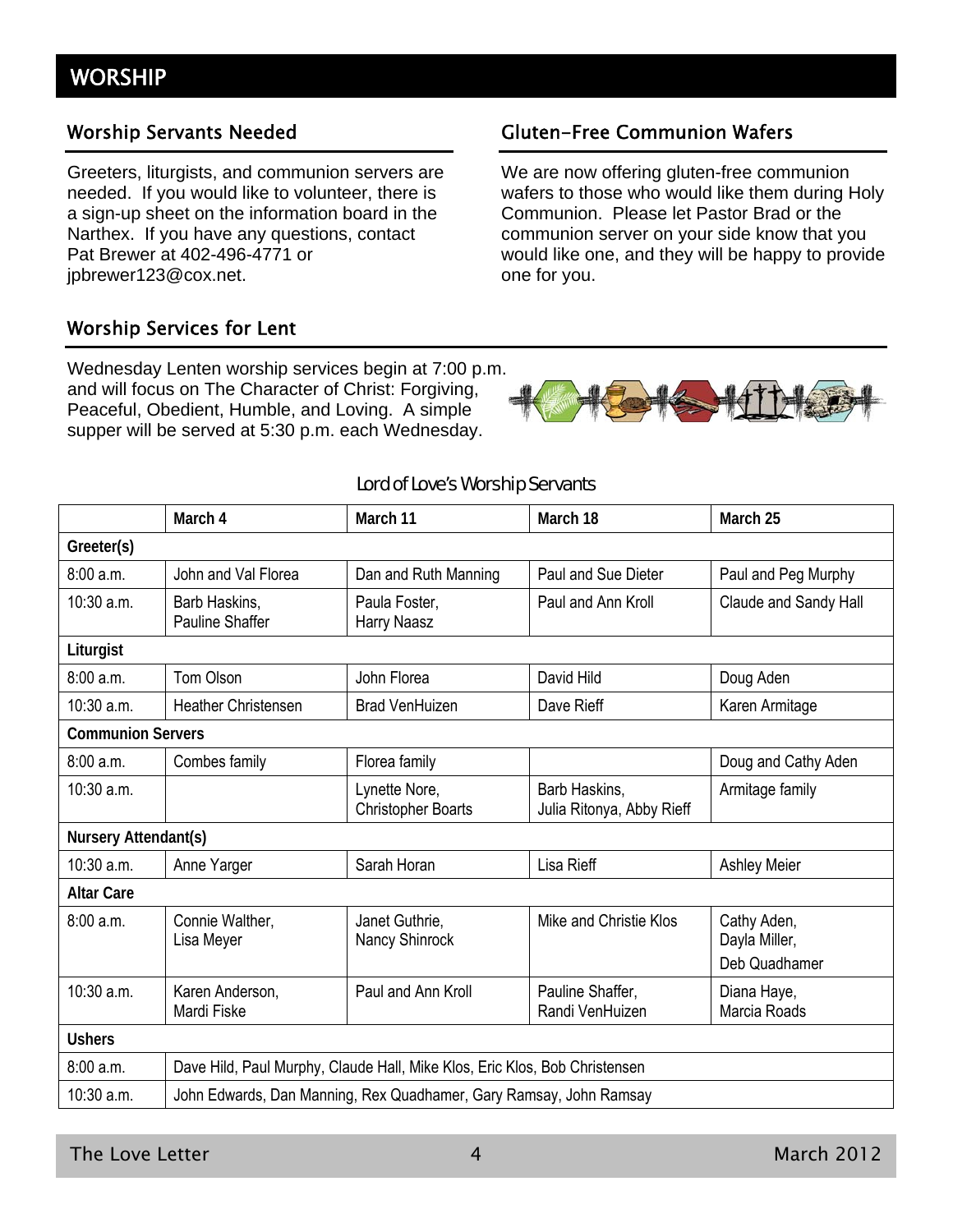# WORSHIP

## Worship Servants Needed

Greeters, liturgists, and communion servers are needed. If you would like to volunteer, there is a sign-up sheet on the information board in the Narthex. If you have any questions, contact Pat Brewer at 402-496-4771 or jpbrewer123@cox.net.

## Gluten-Free Communion Wafers

We are now offering gluten-free communion wafers to those who would like them during Holy Communion. Please let Pastor Brad or the communion server on your side know that you would like one, and they will be happy to provide one for you.

## Worship Services for Lent

Wednesday Lenten worship services begin at 7:00 p.m. and will focus on The Character of Christ: Forgiving, Peaceful, Obedient, Humble, and Loving. A simple supper will be served at 5:30 p.m. each Wednesday.

### Lord of Love's Worship Servants

| | March 4 | March 11 | March 18 | March 25 |
|---|---|---|---|---|
| **Greeter(s)** | | | | |
| 8:00 a.m. | John and Val Florea | Dan and Ruth Manning | Paul and Sue Dieter | Paul and Peg Murphy |
| 10:30 a.m. | Barb Haskins, Pauline Shaffer | Paula Foster, Harry Naasz | Paul and Ann Kroll | Claude and Sandy Hall |
| **Liturgist** | | | | |
| 8:00 a.m. | Tom Olson | John Florea | David Hild | Doug Aden |
| 10:30 a.m. | Heather Christensen | Brad VenHuizen | Dave Rieff | Karen Armitage |
| **Communion Servers** | | | | |
| 8:00 a.m. | Combes family | Florea family | | Doug and Cathy Aden |
| 10:30 a.m. | | Lynette Nore, Christopher Boarts | Barb Haskins, Julia Ritonya, Abby Rieff | Armitage family |
| **Nursery Attendant(s)** | | | | |
| 10:30 a.m. | Anne Yarger | Sarah Horan | Lisa Rieff | Ashley Meier |
| **Altar Care** | | | | |
| 8:00 a.m. | Connie Walther, Lisa Meyer | Janet Guthrie, Nancy Shinrock | Mike and Christie Klos | Cathy Aden, Dayla Miller, Deb Quadhamer |
| 10:30 a.m. | Karen Anderson, Mardi Fiske | Paul and Ann Kroll | Pauline Shaffer, Randi VenHuizen | Diana Haye, Marcia Roads |
| **Ushers** | | | | |
| 8:00 a.m. | Dave Hild, Paul Murphy, Claude Hall, Mike Klos, Eric Klos, Bob Christensen | | | |
| 10:30 a.m. | John Edwards, Dan Manning, Rex Quadhamer, Gary Ramsay, John Ramsay | | | |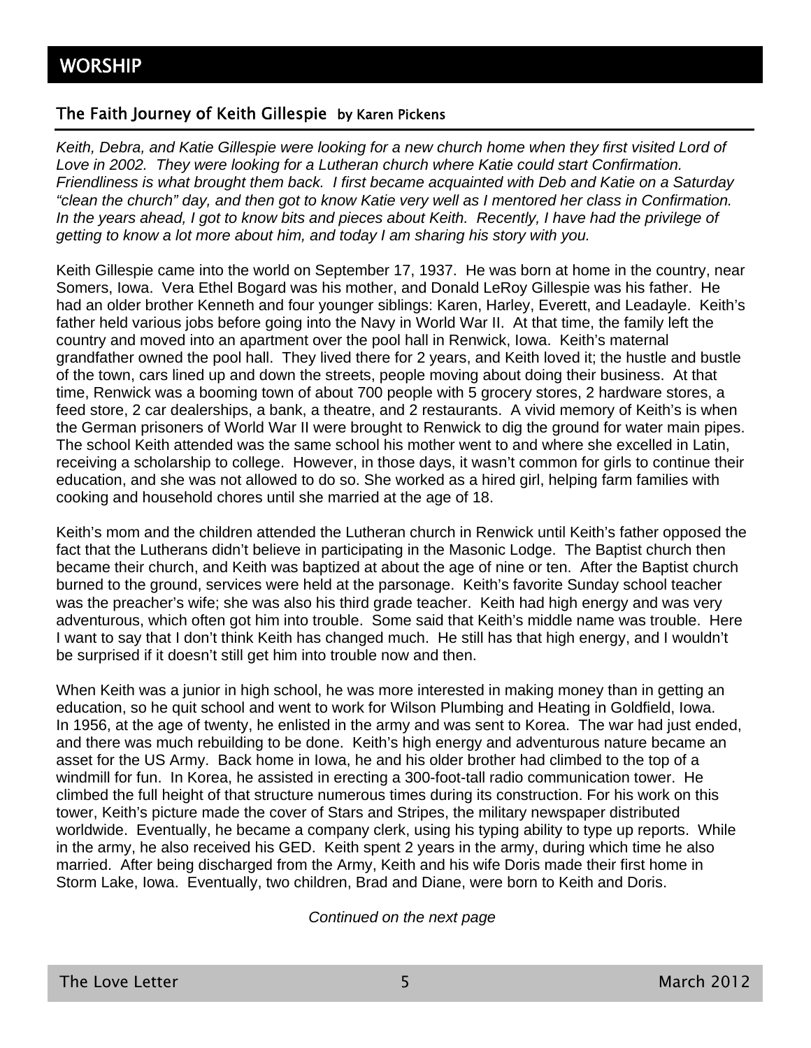# WORSHIP

## The Faith Journey of Keith Gillespie by Karen Pickens

*Keith, Debra, and Katie Gillespie were looking for a new church home when they first visited Lord of Love in 2002. They were looking for a Lutheran church where Katie could start Confirmation. Friendliness is what brought them back. I first became acquainted with Deb and Katie on a Saturday "clean the church" day, and then got to know Katie very well as I mentored her class in Confirmation. In the years ahead, I got to know bits and pieces about Keith. Recently, I have had the privilege of getting to know a lot more about him, and today I am sharing his story with you.*

Keith Gillespie came into the world on September 17, 1937. He was born at home in the country, near Somers, Iowa. Vera Ethel Bogard was his mother, and Donald LeRoy Gillespie was his father. He had an older brother Kenneth and four younger siblings: Karen, Harley, Everett, and Leadayle. Keith's father held various jobs before going into the Navy in World War II. At that time, the family left the country and moved into an apartment over the pool hall in Renwick, Iowa. Keith's maternal grandfather owned the pool hall. They lived there for 2 years, and Keith loved it; the hustle and bustle of the town, cars lined up and down the streets, people moving about doing their business. At that time, Renwick was a booming town of about 700 people with 5 grocery stores, 2 hardware stores, a feed store, 2 car dealerships, a bank, a theatre, and 2 restaurants. A vivid memory of Keith's is when the German prisoners of World War II were brought to Renwick to dig the ground for water main pipes. The school Keith attended was the same school his mother went to and where she excelled in Latin, receiving a scholarship to college. However, in those days, it wasn't common for girls to continue their education, and she was not allowed to do so. She worked as a hired girl, helping farm families with cooking and household chores until she married at the age of 18.

Keith's mom and the children attended the Lutheran church in Renwick until Keith's father opposed the fact that the Lutherans didn't believe in participating in the Masonic Lodge. The Baptist church then became their church, and Keith was baptized at about the age of nine or ten. After the Baptist church burned to the ground, services were held at the parsonage. Keith's favorite Sunday school teacher was the preacher's wife; she was also his third grade teacher. Keith had high energy and was very adventurous, which often got him into trouble. Some said that Keith's middle name was trouble. Here I want to say that I don't think Keith has changed much. He still has that high energy, and I wouldn't be surprised if it doesn't still get him into trouble now and then.

When Keith was a junior in high school, he was more interested in making money than in getting an education, so he quit school and went to work for Wilson Plumbing and Heating in Goldfield, Iowa. In 1956, at the age of twenty, he enlisted in the army and was sent to Korea. The war had just ended, and there was much rebuilding to be done. Keith's high energy and adventurous nature became an asset for the US Army. Back home in Iowa, he and his older brother had climbed to the top of a windmill for fun. In Korea, he assisted in erecting a 300-foot-tall radio communication tower. He climbed the full height of that structure numerous times during its construction. For his work on this tower, Keith's picture made the cover of Stars and Stripes, the military newspaper distributed worldwide. Eventually, he became a company clerk, using his typing ability to type up reports. While in the army, he also received his GED. Keith spent 2 years in the army, during which time he also married. After being discharged from the Army, Keith and his wife Doris made their first home in Storm Lake, Iowa. Eventually, two children, Brad and Diane, were born to Keith and Doris.

*Continued on the next page*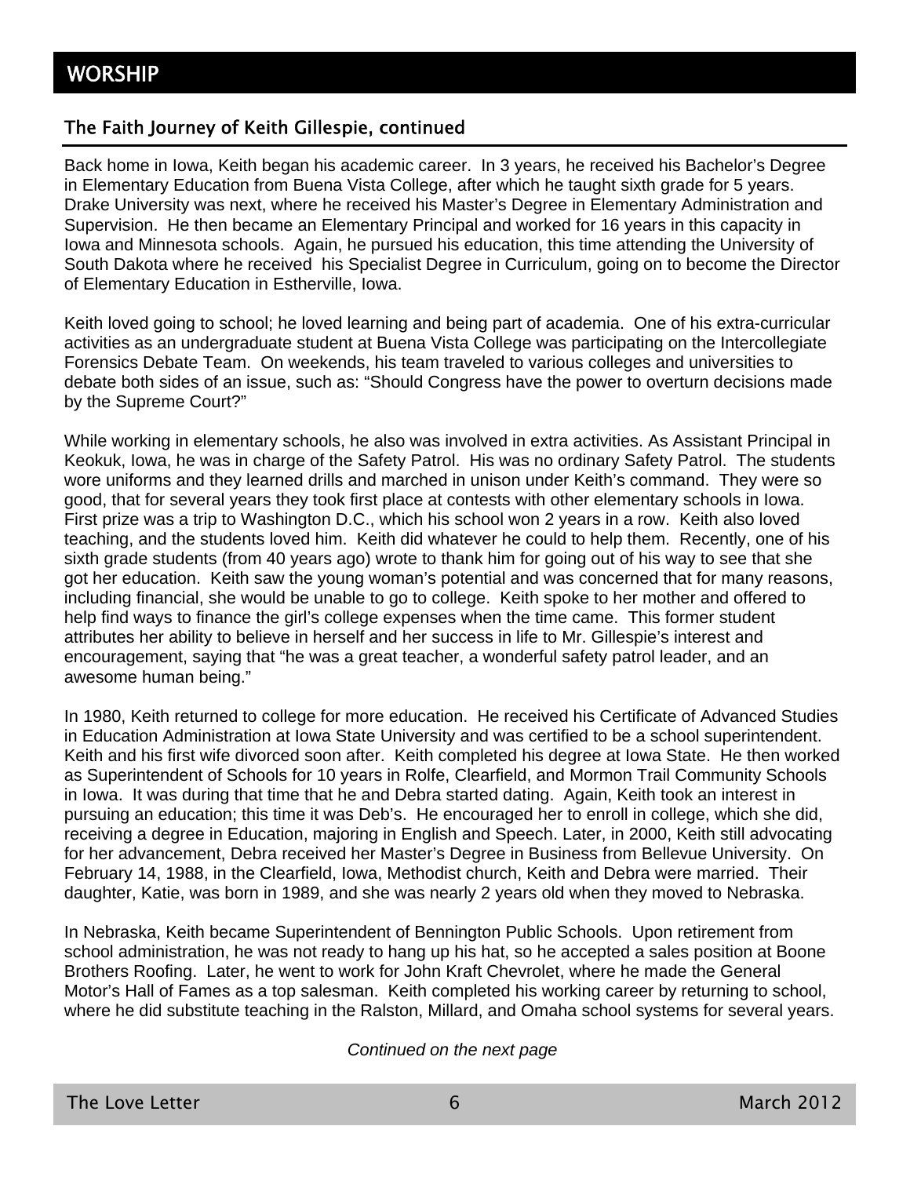# WORSHIP

## The Faith Journey of Keith Gillespie, continued

Back home in Iowa, Keith began his academic career. In 3 years, he received his Bachelor's Degree in Elementary Education from Buena Vista College, after which he taught sixth grade for 5 years. Drake University was next, where he received his Master's Degree in Elementary Administration and Supervision. He then became an Elementary Principal and worked for 16 years in this capacity in Iowa and Minnesota schools. Again, he pursued his education, this time attending the University of South Dakota where he received his Specialist Degree in Curriculum, going on to become the Director of Elementary Education in Estherville, Iowa.

Keith loved going to school; he loved learning and being part of academia. One of his extra-curricular activities as an undergraduate student at Buena Vista College was participating on the Intercollegiate Forensics Debate Team. On weekends, his team traveled to various colleges and universities to debate both sides of an issue, such as: "Should Congress have the power to overturn decisions made by the Supreme Court?"

While working in elementary schools, he also was involved in extra activities. As Assistant Principal in Keokuk, Iowa, he was in charge of the Safety Patrol. His was no ordinary Safety Patrol. The students wore uniforms and they learned drills and marched in unison under Keith's command. They were so good, that for several years they took first place at contests with other elementary schools in Iowa. First prize was a trip to Washington D.C., which his school won 2 years in a row. Keith also loved teaching, and the students loved him. Keith did whatever he could to help them. Recently, one of his sixth grade students (from 40 years ago) wrote to thank him for going out of his way to see that she got her education. Keith saw the young woman's potential and was concerned that for many reasons, including financial, she would be unable to go to college. Keith spoke to her mother and offered to help find ways to finance the girl's college expenses when the time came. This former student attributes her ability to believe in herself and her success in life to Mr. Gillespie's interest and encouragement, saying that "he was a great teacher, a wonderful safety patrol leader, and an awesome human being."

In 1980, Keith returned to college for more education. He received his Certificate of Advanced Studies in Education Administration at Iowa State University and was certified to be a school superintendent. Keith and his first wife divorced soon after. Keith completed his degree at Iowa State. He then worked as Superintendent of Schools for 10 years in Rolfe, Clearfield, and Mormon Trail Community Schools in Iowa. It was during that time that he and Debra started dating. Again, Keith took an interest in pursuing an education; this time it was Deb's. He encouraged her to enroll in college, which she did, receiving a degree in Education, majoring in English and Speech. Later, in 2000, Keith still advocating for her advancement, Debra received her Master's Degree in Business from Bellevue University. On February 14, 1988, in the Clearfield, Iowa, Methodist church, Keith and Debra were married. Their daughter, Katie, was born in 1989, and she was nearly 2 years old when they moved to Nebraska.

In Nebraska, Keith became Superintendent of Bennington Public Schools. Upon retirement from school administration, he was not ready to hang up his hat, so he accepted a sales position at Boone Brothers Roofing. Later, he went to work for John Kraft Chevrolet, where he made the General Motor's Hall of Fames as a top salesman. Keith completed his working career by returning to school, where he did substitute teaching in the Ralston, Millard, and Omaha school systems for several years.

*Continued on the next page*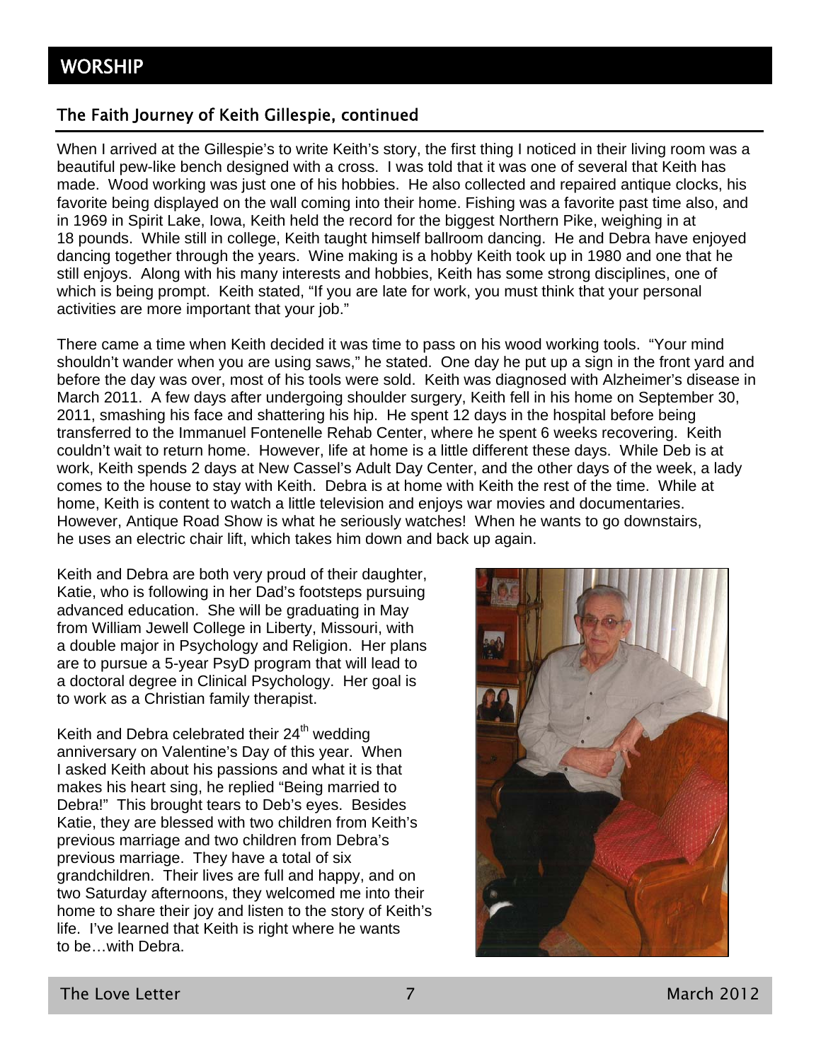# WORSHIP

## The Faith Journey of Keith Gillespie, continued

When I arrived at the Gillespie's to write Keith's story, the first thing I noticed in their living room was a beautiful pew-like bench designed with a cross. I was told that it was one of several that Keith has made. Wood working was just one of his hobbies. He also collected and repaired antique clocks, his favorite being displayed on the wall coming into their home. Fishing was a favorite past time also, and in 1969 in Spirit Lake, Iowa, Keith held the record for the biggest Northern Pike, weighing in at 18 pounds. While still in college, Keith taught himself ballroom dancing. He and Debra have enjoyed dancing together through the years. Wine making is a hobby Keith took up in 1980 and one that he still enjoys. Along with his many interests and hobbies, Keith has some strong disciplines, one of which is being prompt. Keith stated, "If you are late for work, you must think that your personal activities are more important that your job."

There came a time when Keith decided it was time to pass on his wood working tools. "Your mind shouldn't wander when you are using saws," he stated. One day he put up a sign in the front yard and before the day was over, most of his tools were sold. Keith was diagnosed with Alzheimer's disease in March 2011. A few days after undergoing shoulder surgery, Keith fell in his home on September 30, 2011, smashing his face and shattering his hip. He spent 12 days in the hospital before being transferred to the Immanuel Fontenelle Rehab Center, where he spent 6 weeks recovering. Keith couldn't wait to return home. However, life at home is a little different these days. While Deb is at work, Keith spends 2 days at New Cassel's Adult Day Center, and the other days of the week, a lady comes to the house to stay with Keith. Debra is at home with Keith the rest of the time. While at home, Keith is content to watch a little television and enjoys war movies and documentaries. However, Antique Road Show is what he seriously watches! When he wants to go downstairs, he uses an electric chair lift, which takes him down and back up again.

Keith and Debra are both very proud of their daughter, Katie, who is following in her Dad's footsteps pursuing advanced education. She will be graduating in May from William Jewell College in Liberty, Missouri, with a double major in Psychology and Religion. Her plans are to pursue a 5-year PsyD program that will lead to a doctoral degree in Clinical Psychology. Her goal is to work as a Christian family therapist.

Keith and Debra celebrated their 24th wedding anniversary on Valentine's Day of this year. When I asked Keith about his passions and what it is that makes his heart sing, he replied "Being married to Debra!" This brought tears to Deb's eyes. Besides Katie, they are blessed with two children from Keith's previous marriage and two children from Debra's previous marriage. They have a total of six grandchildren. Their lives are full and happy, and on two Saturday afternoons, they welcomed me into their home to share their joy and listen to the story of Keith's life. I've learned that Keith is right where he wants to be…with Debra.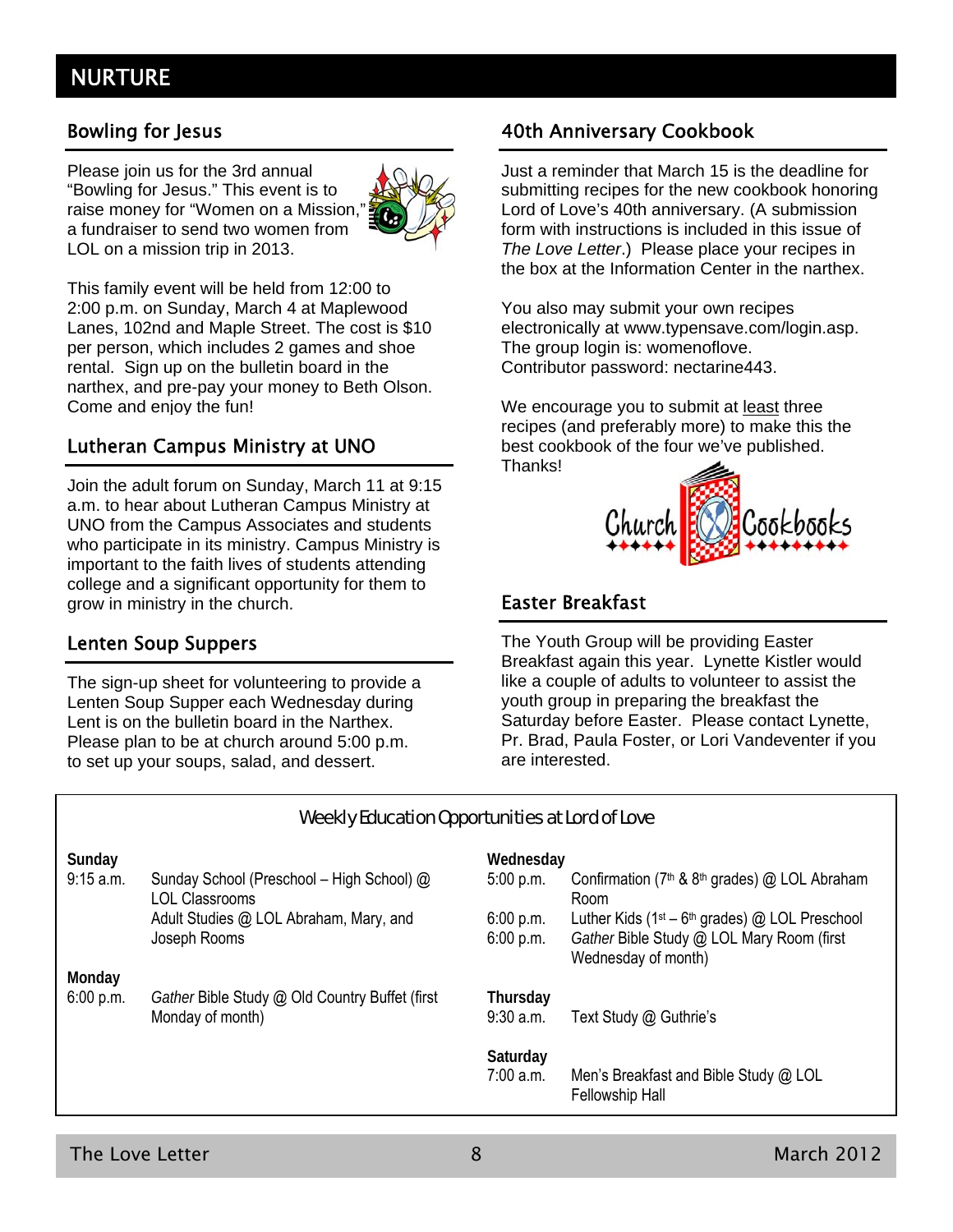# NURTURE

## Bowling for Jesus

Please join us for the 3rd annual "Bowling for Jesus." This event is to raise money for "Women on a Mission," a fundraiser to send two women from LOL on a mission trip in 2013.

This family event will be held from 12:00 to 2:00 p.m. on Sunday, March 4 at Maplewood Lanes, 102nd and Maple Street. The cost is $10 per person, which includes 2 games and shoe rental. Sign up on the bulletin board in the narthex, and pre-pay your money to Beth Olson. Come and enjoy the fun!

## Lutheran Campus Ministry at UNO

Join the adult forum on Sunday, March 11 at 9:15 a.m. to hear about Lutheran Campus Ministry at UNO from the Campus Associates and students who participate in its ministry. Campus Ministry is important to the faith lives of students attending college and a significant opportunity for them to grow in ministry in the church.

## Lenten Soup Suppers

The sign-up sheet for volunteering to provide a Lenten Soup Supper each Wednesday during Lent is on the bulletin board in the Narthex. Please plan to be at church around 5:00 p.m. to set up your soups, salad, and dessert.

## 40th Anniversary Cookbook

Just a reminder that March 15 is the deadline for submitting recipes for the new cookbook honoring Lord of Love's 40th anniversary. (A submission form with instructions is included in this issue of *The Love Letter*.) Please place your recipes in the box at the Information Center in the narthex.

You also may submit your own recipes electronically at www.typensave.com/login.asp. The group login is: womenoflove. Contributor password: nectarine443.

We encourage you to submit at least three recipes (and preferably more) to make this the best cookbook of the four we've published. Thanks!

Church Cookbooks

## Easter Breakfast

The Youth Group will be providing Easter Breakfast again this year. Lynette Kistler would like a couple of adults to volunteer to assist the youth group in preparing the breakfast the Saturday before Easter. Please contact Lynette, Pr. Brad, Paula Foster, or Lori Vandeventer if you are interested.

## Weekly Education Opportunities at Lord of Love

**Sunday**

| | |
|---|---|
| 9:15 a.m. | Sunday School (Preschool – High School) @ LOL Classrooms |
| | Adult Studies @ LOL Abraham, Mary, and Joseph Rooms |

**Monday**

| | |
|---|---|
| 6:00 p.m. | *Gather* Bible Study @ Old Country Buffet (first Monday of month) |

**Wednesday**

| | |
|---|---|
| 5:00 p.m. | Confirmation (7th & 8th grades) @ LOL Abraham Room |
| 6:00 p.m. | Luther Kids (1st – 6th grades) @ LOL Preschool |
| 6:00 p.m. | *Gather* Bible Study @ LOL Mary Room (first Wednesday of month) |

**Thursday**

| | |
|---|---|
| 9:30 a.m. | Text Study @ Guthrie's |

**Saturday**

| | |
|---|---|
| 7:00 a.m. | Men's Breakfast and Bible Study @ LOL Fellowship Hall |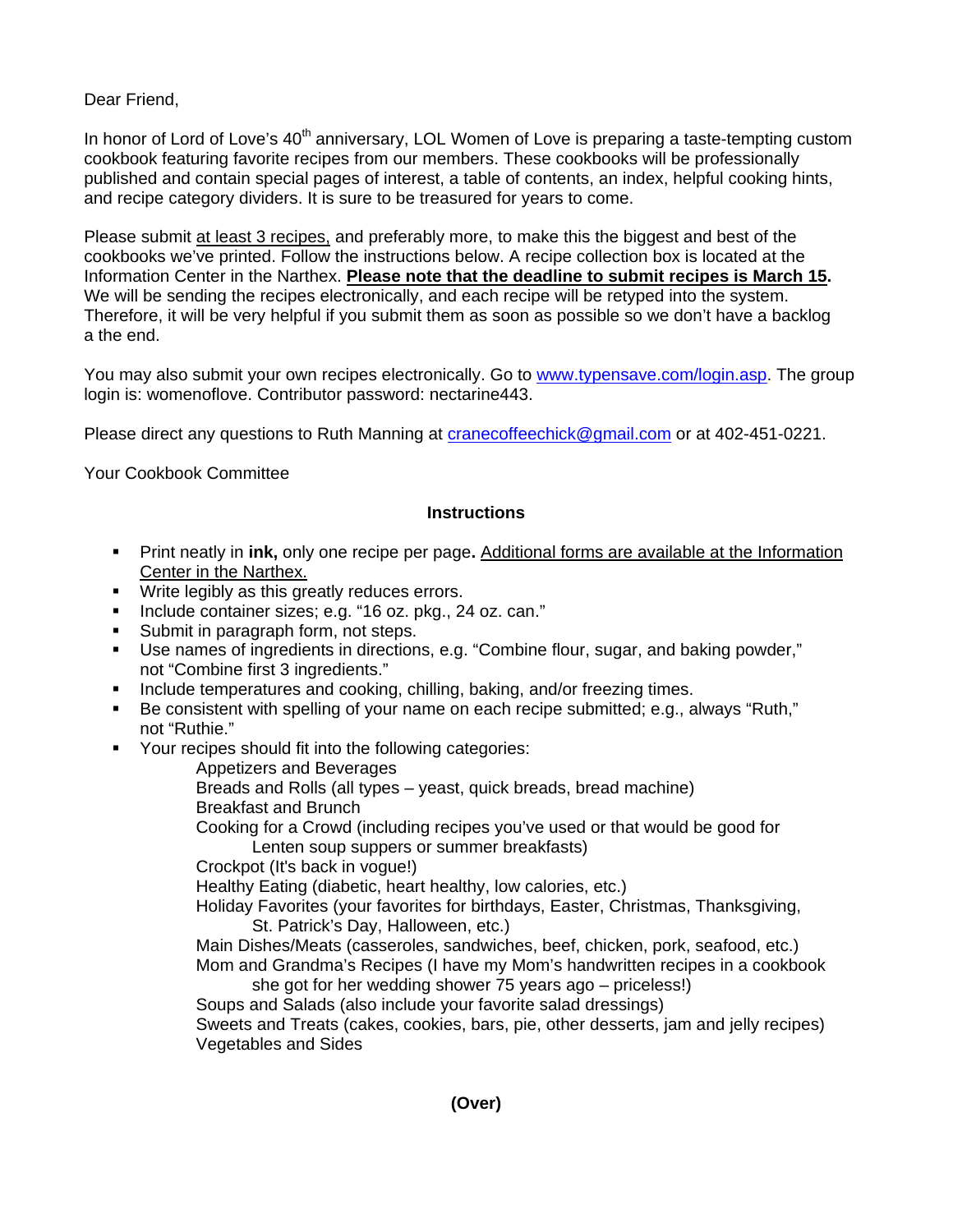Dear Friend,

In honor of Lord of Love's 40th anniversary, LOL Women of Love is preparing a taste-tempting custom cookbook featuring favorite recipes from our members. These cookbooks will be professionally published and contain special pages of interest, a table of contents, an index, helpful cooking hints, and recipe category dividers. It is sure to be treasured for years to come.

Please submit at least 3 recipes, and preferably more, to make this the biggest and best of the cookbooks we've printed. Follow the instructions below. A recipe collection box is located at the Information Center in the Narthex. **Please note that the deadline to submit recipes is March 15.** We will be sending the recipes electronically, and each recipe will be retyped into the system. Therefore, it will be very helpful if you submit them as soon as possible so we don't have a backlog a the end.

You may also submit your own recipes electronically. Go to www.typensave.com/login.asp. The group login is: womenoflove. Contributor password: nectarine443.

Please direct any questions to Ruth Manning at cranecoffeechick@gmail.com or at 402-451-0221.

Your Cookbook Committee

**Instructions**

- Print neatly in **ink,** only one recipe per page**.** Additional forms are available at the Information Center in the Narthex.
- Write legibly as this greatly reduces errors.
- Include container sizes; e.g. "16 oz. pkg., 24 oz. can."
- Submit in paragraph form, not steps.
- Use names of ingredients in directions, e.g. "Combine flour, sugar, and baking powder," not "Combine first 3 ingredients."
- Include temperatures and cooking, chilling, baking, and/or freezing times.
- Be consistent with spelling of your name on each recipe submitted; e.g., always "Ruth," not "Ruthie."
- Your recipes should fit into the following categories:
  - Appetizers and Beverages
  - Breads and Rolls (all types – yeast, quick breads, bread machine)
  - Breakfast and Brunch
  - Cooking for a Crowd (including recipes you've used or that would be good for Lenten soup suppers or summer breakfasts)
  - Crockpot (It's back in vogue!)
  - Healthy Eating (diabetic, heart healthy, low calories, etc.)
  - Holiday Favorites (your favorites for birthdays, Easter, Christmas, Thanksgiving, St. Patrick's Day, Halloween, etc.)
  - Main Dishes/Meats (casseroles, sandwiches, beef, chicken, pork, seafood, etc.)
  - Mom and Grandma's Recipes (I have my Mom's handwritten recipes in a cookbook she got for her wedding shower 75 years ago – priceless!)
  - Soups and Salads (also include your favorite salad dressings)
  - Sweets and Treats (cakes, cookies, bars, pie, other desserts, jam and jelly recipes)
  - Vegetables and Sides

**(Over)**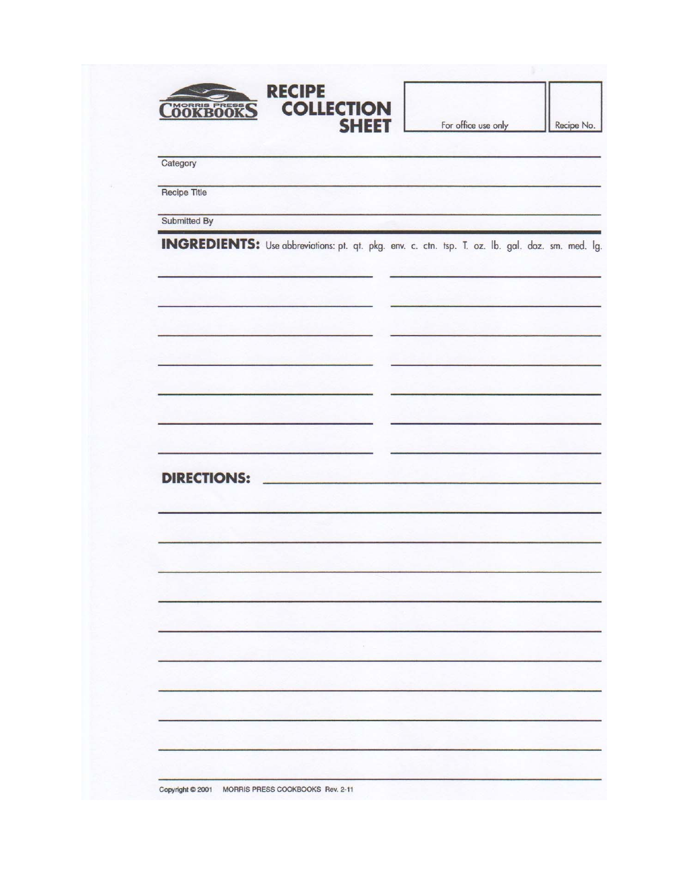# RECIPE COLLECTION SHEET

**MORRIS PRESS COOKBOOKS**

For office use only | Recipe No.

Category

Recipe Title

Submitted By

**INGREDIENTS:** Use abbreviations: pt. qt. pkg. env. c. ctn. tsp. T. oz. lb. gal. doz. sm. med. lg.

**DIRECTIONS:**

Copyright © 2001 MORRIS PRESS COOKBOOKS Rev. 2-11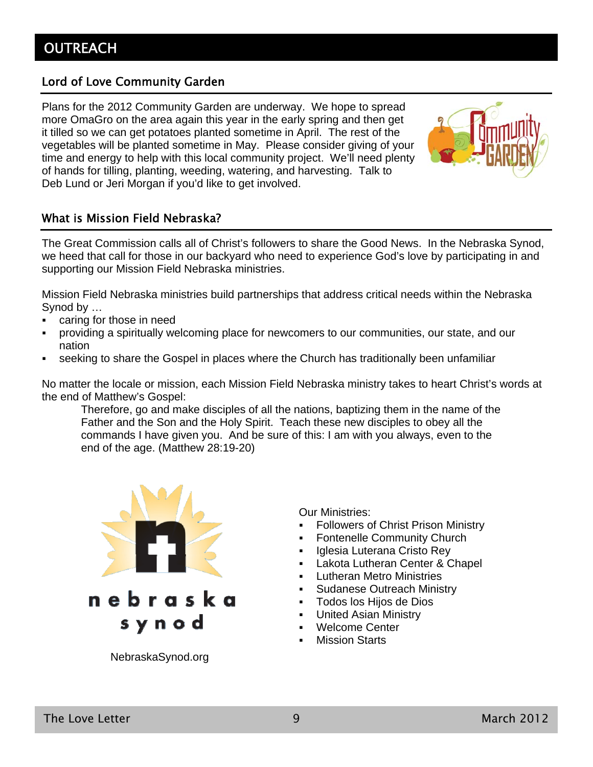# OUTREACH

## Lord of Love Community Garden

Plans for the 2012 Community Garden are underway. We hope to spread more OmaGro on the area again this year in the early spring and then get it tilled so we can get potatoes planted sometime in April. The rest of the vegetables will be planted sometime in May. Please consider giving of your time and energy to help with this local community project. We'll need plenty of hands for tilling, planting, weeding, watering, and harvesting. Talk to Deb Lund or Jeri Morgan if you'd like to get involved.

## What is Mission Field Nebraska?

The Great Commission calls all of Christ's followers to share the Good News. In the Nebraska Synod, we heed that call for those in our backyard who need to experience God's love by participating in and supporting our Mission Field Nebraska ministries.

Mission Field Nebraska ministries build partnerships that address critical needs within the Nebraska Synod by …

- caring for those in need
- providing a spiritually welcoming place for newcomers to our communities, our state, and our nation
- seeking to share the Gospel in places where the Church has traditionally been unfamiliar

No matter the locale or mission, each Mission Field Nebraska ministry takes to heart Christ's words at the end of Matthew's Gospel:

> Therefore, go and make disciples of all the nations, baptizing them in the name of the Father and the Son and the Holy Spirit. Teach these new disciples to obey all the commands I have given you. And be sure of this: I am with you always, even to the end of the age. (Matthew 28:19-20)

nebraska synod

NebraskaSynod.org

Our Ministries:

- Followers of Christ Prison Ministry
- Fontenelle Community Church
- Iglesia Luterana Cristo Rey
- Lakota Lutheran Center & Chapel
- Lutheran Metro Ministries
- Sudanese Outreach Ministry
- Todos los Hijos de Dios
- United Asian Ministry
- Welcome Center
- Mission Starts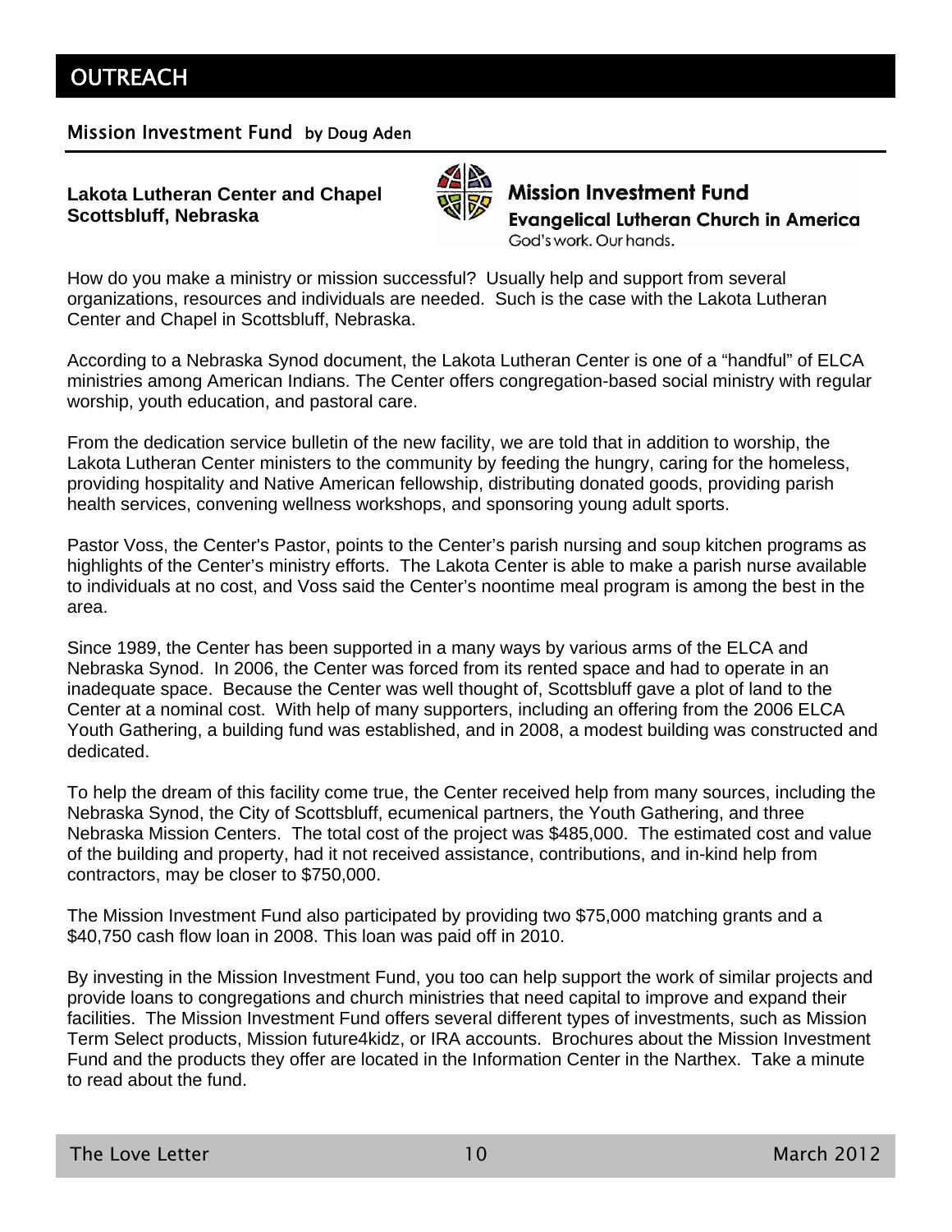# OUTREACH

## Mission Investment Fund by Doug Aden

**Lakota Lutheran Center and Chapel Scottsbluff, Nebraska**

**Mission Investment Fund**
**Evangelical Lutheran Church in America**
God's work. Our hands.

How do you make a ministry or mission successful? Usually help and support from several organizations, resources and individuals are needed. Such is the case with the Lakota Lutheran Center and Chapel in Scottsbluff, Nebraska.

According to a Nebraska Synod document, the Lakota Lutheran Center is one of a "handful" of ELCA ministries among American Indians. The Center offers congregation-based social ministry with regular worship, youth education, and pastoral care.

From the dedication service bulletin of the new facility, we are told that in addition to worship, the Lakota Lutheran Center ministers to the community by feeding the hungry, caring for the homeless, providing hospitality and Native American fellowship, distributing donated goods, providing parish health services, convening wellness workshops, and sponsoring young adult sports.

Pastor Voss, the Center's Pastor, points to the Center's parish nursing and soup kitchen programs as highlights of the Center's ministry efforts. The Lakota Center is able to make a parish nurse available to individuals at no cost, and Voss said the Center's noontime meal program is among the best in the area.

Since 1989, the Center has been supported in a many ways by various arms of the ELCA and Nebraska Synod. In 2006, the Center was forced from its rented space and had to operate in an inadequate space. Because the Center was well thought of, Scottsbluff gave a plot of land to the Center at a nominal cost. With help of many supporters, including an offering from the 2006 ELCA Youth Gathering, a building fund was established, and in 2008, a modest building was constructed and dedicated.

To help the dream of this facility come true, the Center received help from many sources, including the Nebraska Synod, the City of Scottsbluff, ecumenical partners, the Youth Gathering, and three Nebraska Mission Centers. The total cost of the project was $485,000. The estimated cost and value of the building and property, had it not received assistance, contributions, and in-kind help from contractors, may be closer to $750,000.

The Mission Investment Fund also participated by providing two $75,000 matching grants and a $40,750 cash flow loan in 2008. This loan was paid off in 2010.

By investing in the Mission Investment Fund, you too can help support the work of similar projects and provide loans to congregations and church ministries that need capital to improve and expand their facilities. The Mission Investment Fund offers several different types of investments, such as Mission Term Select products, Mission future4kidz, or IRA accounts. Brochures about the Mission Investment Fund and the products they offer are located in the Information Center in the Narthex. Take a minute to read about the fund.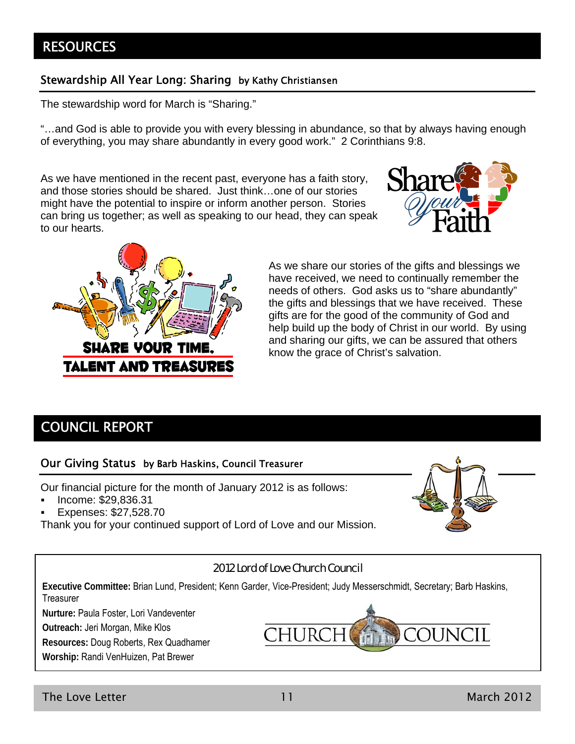# RESOURCES

## Stewardship All Year Long: Sharing by Kathy Christiansen

The stewardship word for March is "Sharing."

"…and God is able to provide you with every blessing in abundance, so that by always having enough of everything, you may share abundantly in every good work." 2 Corinthians 9:8.

As we have mentioned in the recent past, everyone has a faith story, and those stories should be shared. Just think…one of our stories might have the potential to inspire or inform another person. Stories can bring us together; as well as speaking to our head, they can speak to our hearts.

As we share our stories of the gifts and blessings we have received, we need to continually remember the needs of others. God asks us to "share abundantly" the gifts and blessings that we have received. These gifts are for the good of the community of God and help build up the body of Christ in our world. By using and sharing our gifts, we can be assured that others know the grace of Christ's salvation.

# COUNCIL REPORT

## Our Giving Status by Barb Haskins, Council Treasurer

Our financial picture for the month of January 2012 is as follows:

- Income: $29,836.31
- Expenses: $27,528.70

Thank you for your continued support of Lord of Love and our Mission.

### 2012 Lord of Love Church Council

**Executive Committee:** Brian Lund, President; Kenn Garder, Vice-President; Judy Messerschmidt, Secretary; Barb Haskins, Treasurer

**Nurture:** Paula Foster, Lori Vandeventer

**Outreach:** Jeri Morgan, Mike Klos

**Resources:** Doug Roberts, Rex Quadhamer

**Worship:** Randi VenHuizen, Pat Brewer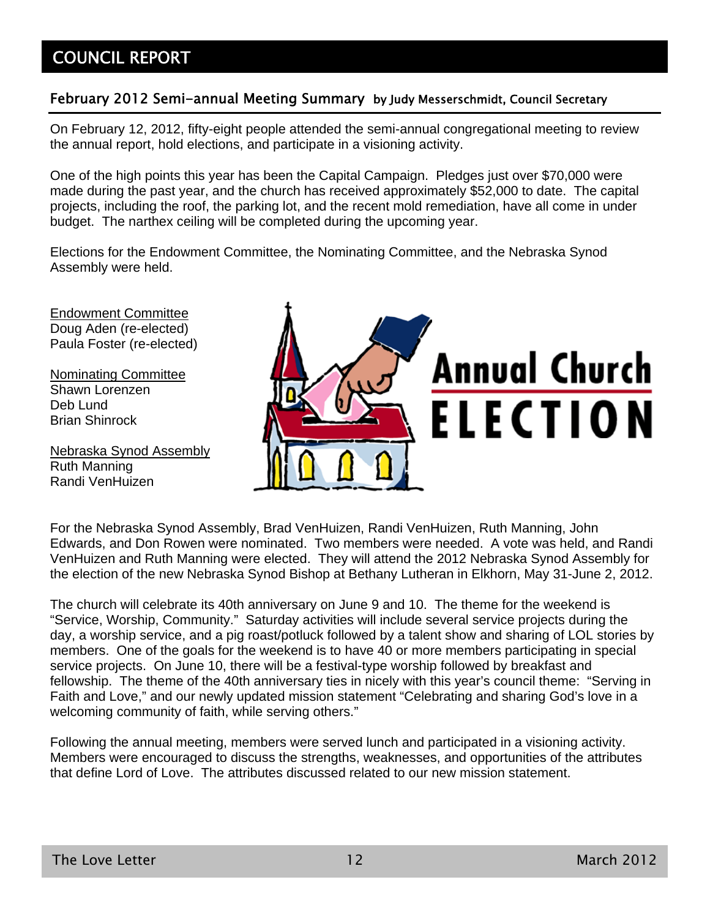# COUNCIL REPORT

## February 2012 Semi-annual Meeting Summary by Judy Messerschmidt, Council Secretary

On February 12, 2012, fifty-eight people attended the semi-annual congregational meeting to review the annual report, hold elections, and participate in a visioning activity.

One of the high points this year has been the Capital Campaign. Pledges just over $70,000 were made during the past year, and the church has received approximately $52,000 to date. The capital projects, including the roof, the parking lot, and the recent mold remediation, have all come in under budget. The narthex ceiling will be completed during the upcoming year.

Elections for the Endowment Committee, the Nominating Committee, and the Nebraska Synod Assembly were held.

Endowment Committee
Doug Aden (re-elected)
Paula Foster (re-elected)

Nominating Committee
Shawn Lorenzen
Deb Lund
Brian Shinrock

Nebraska Synod Assembly
Ruth Manning
Randi VenHuizen

Annual Church ELECTION

For the Nebraska Synod Assembly, Brad VenHuizen, Randi VenHuizen, Ruth Manning, John Edwards, and Don Rowen were nominated. Two members were needed. A vote was held, and Randi VenHuizen and Ruth Manning were elected. They will attend the 2012 Nebraska Synod Assembly for the election of the new Nebraska Synod Bishop at Bethany Lutheran in Elkhorn, May 31-June 2, 2012.

The church will celebrate its 40th anniversary on June 9 and 10. The theme for the weekend is "Service, Worship, Community." Saturday activities will include several service projects during the day, a worship service, and a pig roast/potluck followed by a talent show and sharing of LOL stories by members. One of the goals for the weekend is to have 40 or more members participating in special service projects. On June 10, there will be a festival-type worship followed by breakfast and fellowship. The theme of the 40th anniversary ties in nicely with this year's council theme: "Serving in Faith and Love," and our newly updated mission statement "Celebrating and sharing God's love in a welcoming community of faith, while serving others."

Following the annual meeting, members were served lunch and participated in a visioning activity. Members were encouraged to discuss the strengths, weaknesses, and opportunities of the attributes that define Lord of Love. The attributes discussed related to our new mission statement.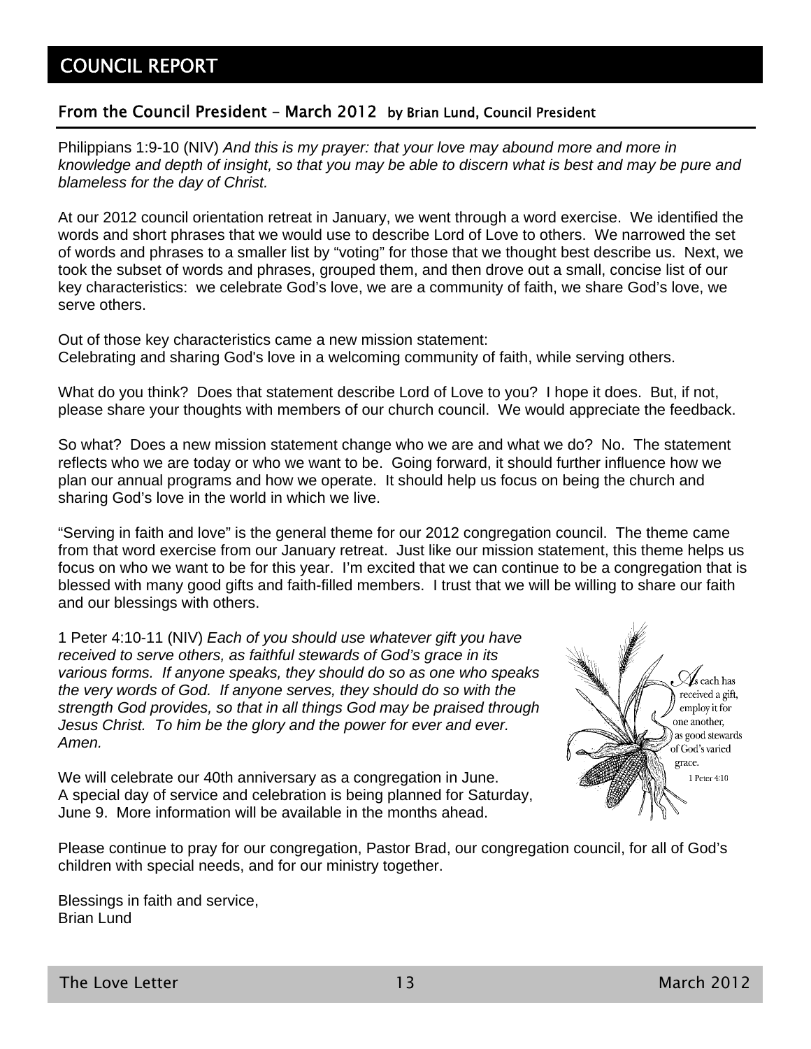# COUNCIL REPORT

## From the Council President – March 2012 by Brian Lund, Council President

Philippians 1:9-10 (NIV) *And this is my prayer: that your love may abound more and more in knowledge and depth of insight, so that you may be able to discern what is best and may be pure and blameless for the day of Christ.*

At our 2012 council orientation retreat in January, we went through a word exercise. We identified the words and short phrases that we would use to describe Lord of Love to others. We narrowed the set of words and phrases to a smaller list by "voting" for those that we thought best describe us. Next, we took the subset of words and phrases, grouped them, and then drove out a small, concise list of our key characteristics: we celebrate God's love, we are a community of faith, we share God's love, we serve others.

Out of those key characteristics came a new mission statement:
Celebrating and sharing God's love in a welcoming community of faith, while serving others.

What do you think? Does that statement describe Lord of Love to you? I hope it does. But, if not, please share your thoughts with members of our church council. We would appreciate the feedback.

So what? Does a new mission statement change who we are and what we do? No. The statement reflects who we are today or who we want to be. Going forward, it should further influence how we plan our annual programs and how we operate. It should help us focus on being the church and sharing God's love in the world in which we live.

"Serving in faith and love" is the general theme for our 2012 congregation council. The theme came from that word exercise from our January retreat. Just like our mission statement, this theme helps us focus on who we want to be for this year. I'm excited that we can continue to be a congregation that is blessed with many good gifts and faith-filled members. I trust that we will be willing to share our faith and our blessings with others.

1 Peter 4:10-11 (NIV) *Each of you should use whatever gift you have received to serve others, as faithful stewards of God's grace in its various forms. If anyone speaks, they should do so as one who speaks the very words of God. If anyone serves, they should do so with the strength God provides, so that in all things God may be praised through Jesus Christ. To him be the glory and the power for ever and ever. Amen.*

As each has received a gift, employ it for one another, as good stewards of God's varied grace.
1 Peter 4:10

We will celebrate our 40th anniversary as a congregation in June. A special day of service and celebration is being planned for Saturday, June 9. More information will be available in the months ahead.

Please continue to pray for our congregation, Pastor Brad, our congregation council, for all of God's children with special needs, and for our ministry together.

Blessings in faith and service,
Brian Lund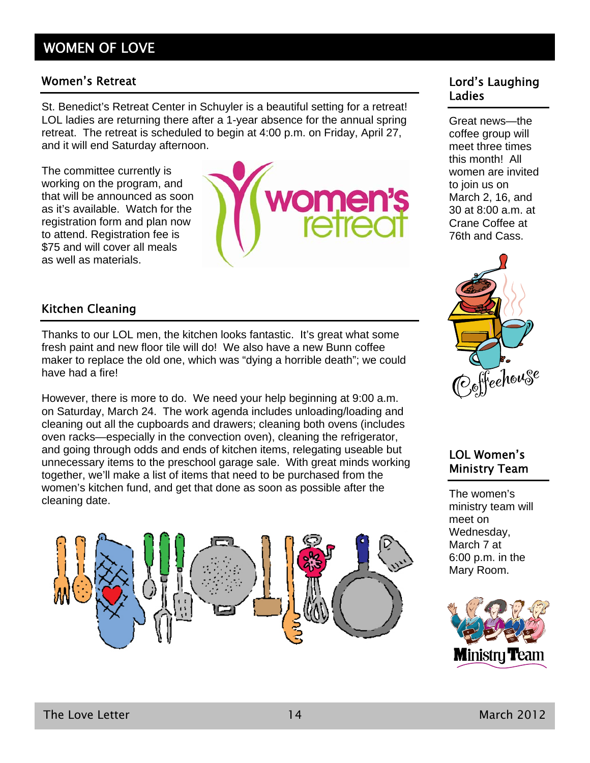# WOMEN OF LOVE

## Women's Retreat

St. Benedict's Retreat Center in Schuyler is a beautiful setting for a retreat! LOL ladies are returning there after a 1-year absence for the annual spring retreat. The retreat is scheduled to begin at 4:00 p.m. on Friday, April 27, and it will end Saturday afternoon.

The committee currently is working on the program, and that will be announced as soon as it's available. Watch for the registration form and plan now to attend. Registration fee is $75 and will cover all meals as well as materials.

## Kitchen Cleaning

Thanks to our LOL men, the kitchen looks fantastic. It's great what some fresh paint and new floor tile will do! We also have a new Bunn coffee maker to replace the old one, which was "dying a horrible death"; we could have had a fire!

However, there is more to do. We need your help beginning at 9:00 a.m. on Saturday, March 24. The work agenda includes unloading/loading and cleaning out all the cupboards and drawers; cleaning both ovens (includes oven racks—especially in the convection oven), cleaning the refrigerator, and going through odds and ends of kitchen items, relegating useable but unnecessary items to the preschool garage sale. With great minds working together, we'll make a list of items that need to be purchased from the women's kitchen fund, and get that done as soon as possible after the cleaning date.

## Lord's Laughing Ladies

Great news—the coffee group will meet three times this month! All women are invited to join us on March 2, 16, and 30 at 8:00 a.m. at Crane Coffee at 76th and Cass.

## LOL Women's Ministry Team

The women's ministry team will meet on Wednesday, March 7 at 6:00 p.m. in the Mary Room.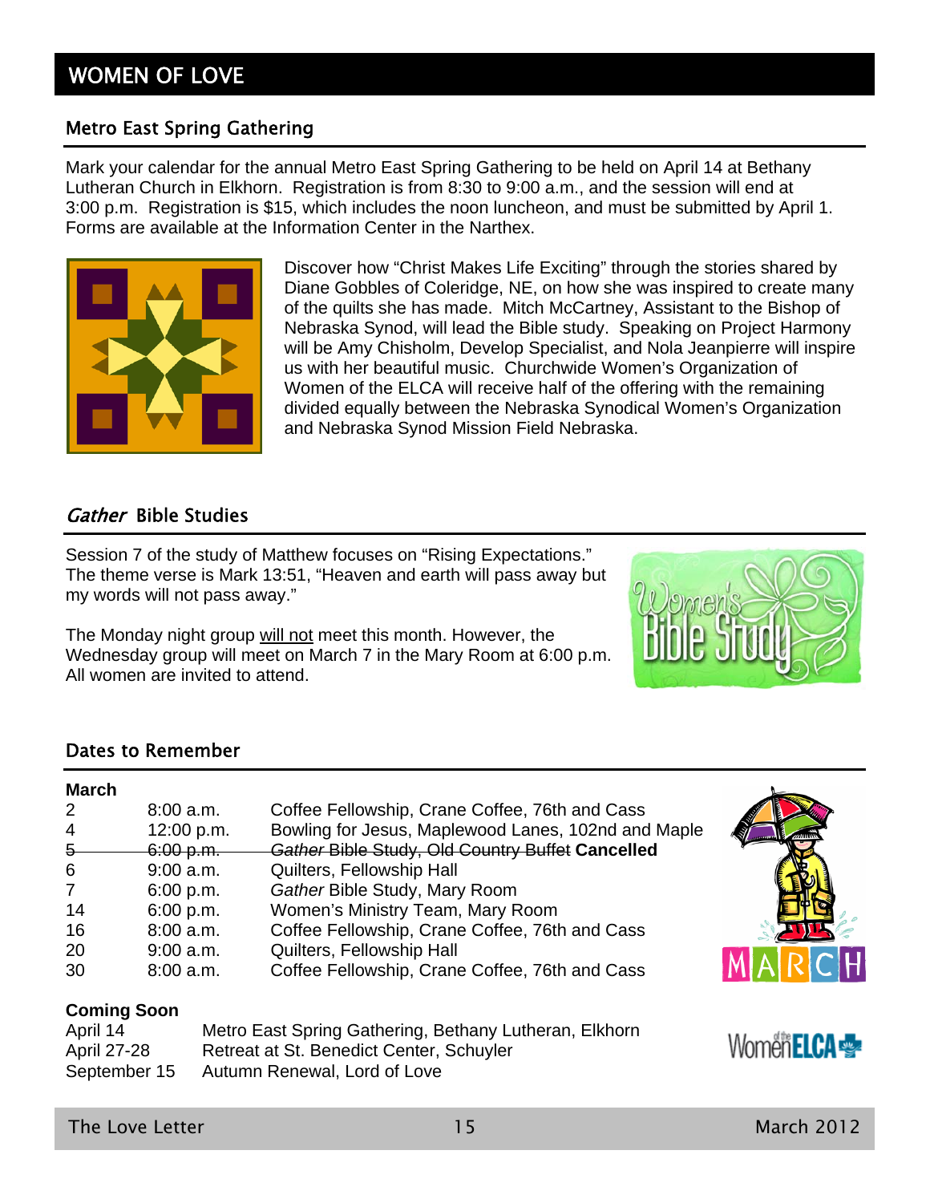# WOMEN OF LOVE

## Metro East Spring Gathering

Mark your calendar for the annual Metro East Spring Gathering to be held on April 14 at Bethany Lutheran Church in Elkhorn. Registration is from 8:30 to 9:00 a.m., and the session will end at 3:00 p.m. Registration is $15, which includes the noon luncheon, and must be submitted by April 1. Forms are available at the Information Center in the Narthex.

Discover how "Christ Makes Life Exciting" through the stories shared by Diane Gobbles of Coleridge, NE, on how she was inspired to create many of the quilts she has made. Mitch McCartney, Assistant to the Bishop of Nebraska Synod, will lead the Bible study. Speaking on Project Harmony will be Amy Chisholm, Develop Specialist, and Nola Jeanpierre will inspire us with her beautiful music. Churchwide Women's Organization of Women of the ELCA will receive half of the offering with the remaining divided equally between the Nebraska Synodical Women's Organization and Nebraska Synod Mission Field Nebraska.

## *Gather* Bible Studies

Session 7 of the study of Matthew focuses on "Rising Expectations." The theme verse is Mark 13:51, "Heaven and earth will pass away but my words will not pass away."

The Monday night group will not meet this month. However, the Wednesday group will meet on March 7 in the Mary Room at 6:00 p.m. All women are invited to attend.

## Dates to Remember

**March**

| | | |
|---|---|---|
| 2 | 8:00 a.m. | Coffee Fellowship, Crane Coffee, 76th and Cass |
| 4 | 12:00 p.m. | Bowling for Jesus, Maplewood Lanes, 102nd and Maple |
| ~~5~~ | ~~6:00 p.m.~~ | ~~*Gather* Bible Study, Old Country Buffet~~ **Cancelled** |
| 6 | 9:00 a.m. | Quilters, Fellowship Hall |
| 7 | 6:00 p.m. | *Gather* Bible Study, Mary Room |
| 14 | 6:00 p.m. | Women's Ministry Team, Mary Room |
| 16 | 8:00 a.m. | Coffee Fellowship, Crane Coffee, 76th and Cass |
| 20 | 9:00 a.m. | Quilters, Fellowship Hall |
| 30 | 8:00 a.m. | Coffee Fellowship, Crane Coffee, 76th and Cass |

**Coming Soon**

| | |
|---|---|
| April 14 | Metro East Spring Gathering, Bethany Lutheran, Elkhorn |
| April 27-28 | Retreat at St. Benedict Center, Schuyler |
| September 15 | Autumn Renewal, Lord of Love |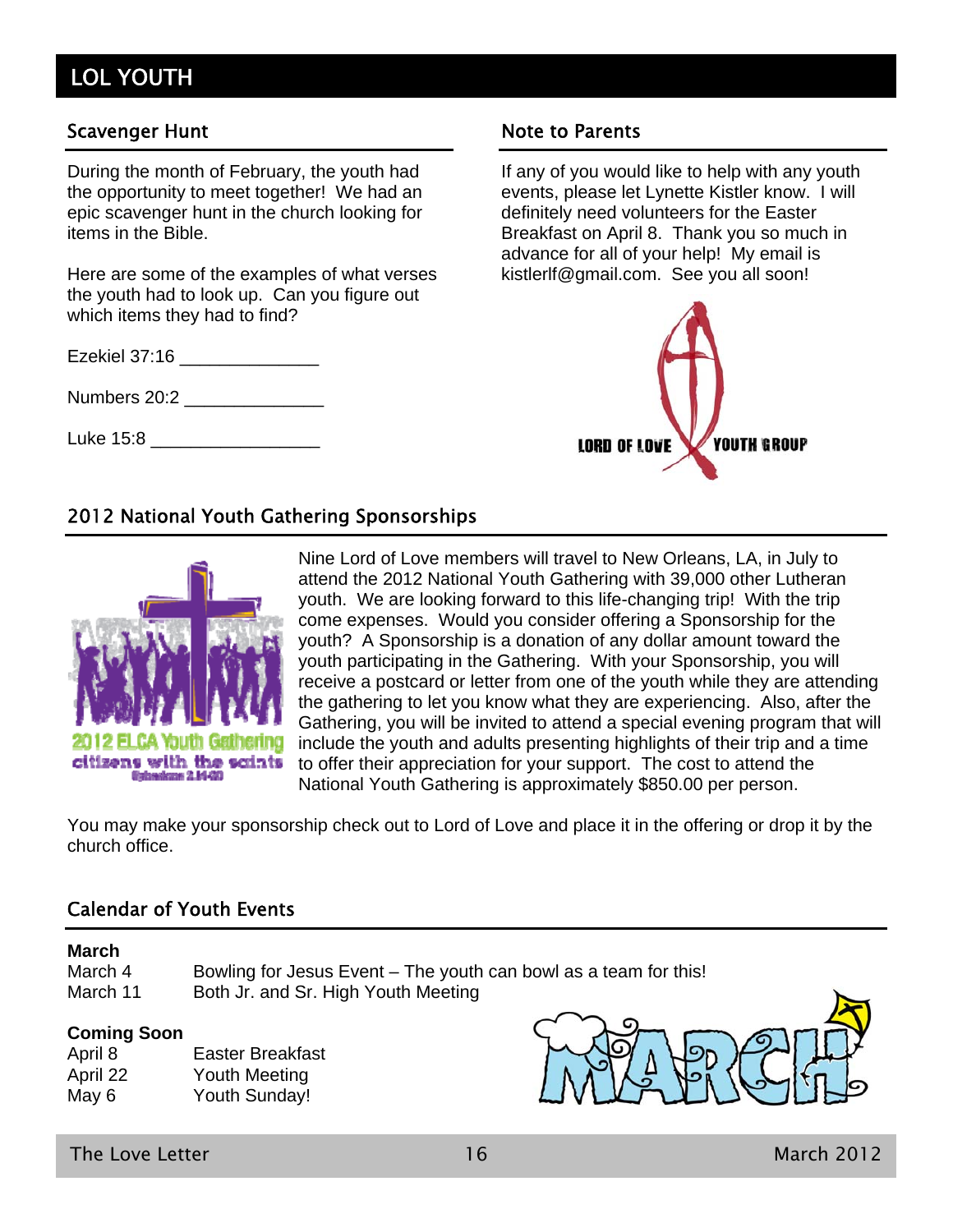# LOL YOUTH

## Scavenger Hunt

During the month of February, the youth had the opportunity to meet together! We had an epic scavenger hunt in the church looking for items in the Bible.

Here are some of the examples of what verses the youth had to look up. Can you figure out which items they had to find?

Ezekiel 37:16 ______________

Numbers 20:2 ______________

Luke 15:8 _________________

## Note to Parents

If any of you would like to help with any youth events, please let Lynette Kistler know. I will definitely need volunteers for the Easter Breakfast on April 8. Thank you so much in advance for all of your help! My email is kistlerlf@gmail.com. See you all soon!

## 2012 National Youth Gathering Sponsorships

Nine Lord of Love members will travel to New Orleans, LA, in July to attend the 2012 National Youth Gathering with 39,000 other Lutheran youth. We are looking forward to this life-changing trip! With the trip come expenses. Would you consider offering a Sponsorship for the youth? A Sponsorship is a donation of any dollar amount toward the youth participating in the Gathering. With your Sponsorship, you will receive a postcard or letter from one of the youth while they are attending the gathering to let you know what they are experiencing. Also, after the Gathering, you will be invited to attend a special evening program that will include the youth and adults presenting highlights of their trip and a time to offer their appreciation for your support. The cost to attend the National Youth Gathering is approximately $850.00 per person.

You may make your sponsorship check out to Lord of Love and place it in the offering or drop it by the church office.

## Calendar of Youth Events

**March**

| | |
|---|---|
| March 4 | Bowling for Jesus Event – The youth can bowl as a team for this! |
| March 11 | Both Jr. and Sr. High Youth Meeting |

**Coming Soon**

| | |
|---|---|
| April 8 | Easter Breakfast |
| April 22 | Youth Meeting |
| May 6 | Youth Sunday! |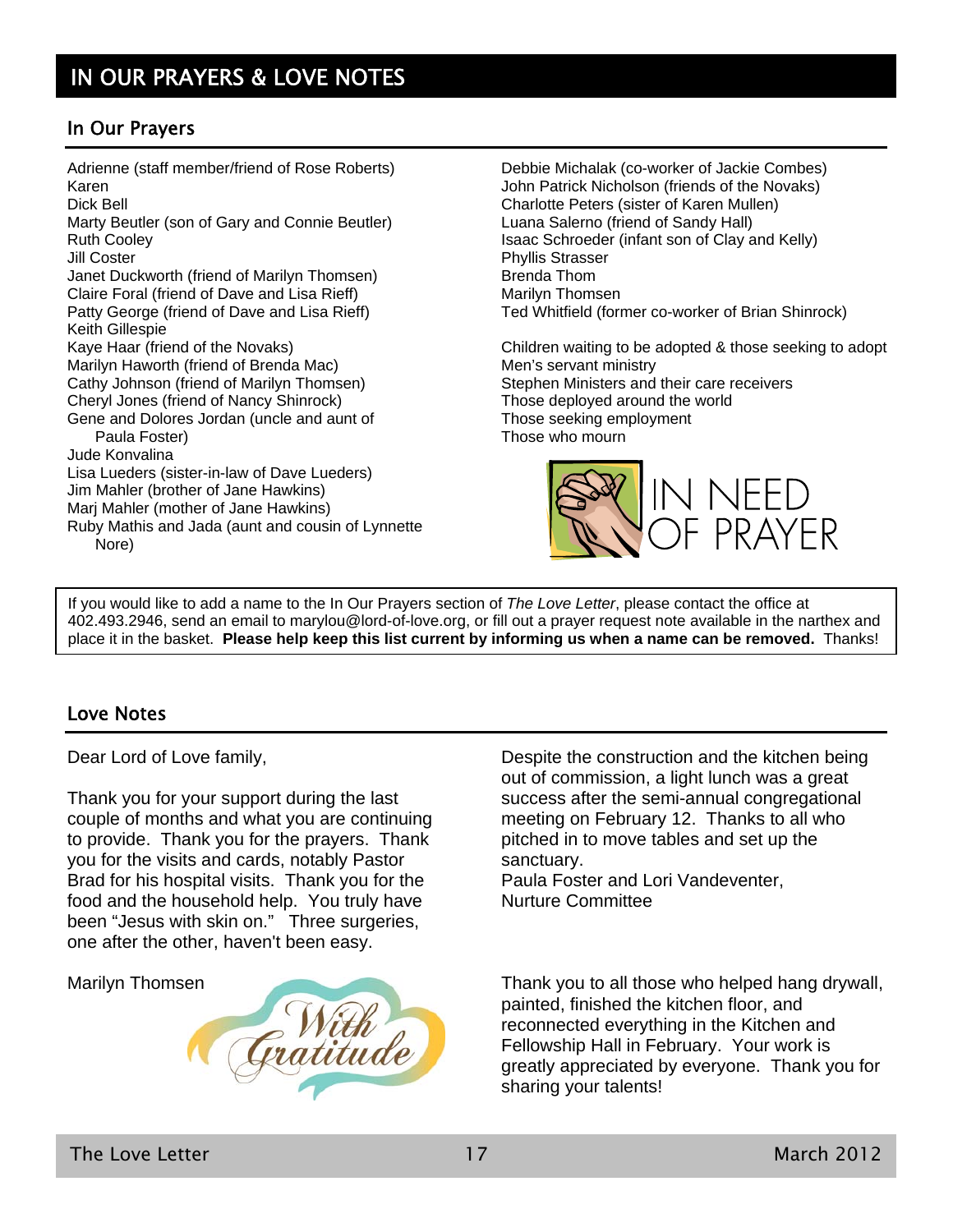# IN OUR PRAYERS & LOVE NOTES

## In Our Prayers

Adrienne (staff member/friend of Rose Roberts)
Karen
Dick Bell
Marty Beutler (son of Gary and Connie Beutler)
Ruth Cooley
Jill Coster
Janet Duckworth (friend of Marilyn Thomsen)
Claire Foral (friend of Dave and Lisa Rieff)
Patty George (friend of Dave and Lisa Rieff)
Keith Gillespie
Kaye Haar (friend of the Novaks)
Marilyn Haworth (friend of Brenda Mac)
Cathy Johnson (friend of Marilyn Thomsen)
Cheryl Jones (friend of Nancy Shinrock)
Gene and Dolores Jordan (uncle and aunt of Paula Foster)
Jude Konvalina
Lisa Lueders (sister-in-law of Dave Lueders)
Jim Mahler (brother of Jane Hawkins)
Marj Mahler (mother of Jane Hawkins)
Ruby Mathis and Jada (aunt and cousin of Lynnette Nore)
Debbie Michalak (co-worker of Jackie Combes)
John Patrick Nicholson (friends of the Novaks)
Charlotte Peters (sister of Karen Mullen)
Luana Salerno (friend of Sandy Hall)
Isaac Schroeder (infant son of Clay and Kelly)
Phyllis Strasser
Brenda Thom
Marilyn Thomsen
Ted Whitfield (former co-worker of Brian Shinrock)

Children waiting to be adopted & those seeking to adopt
Men's servant ministry
Stephen Ministers and their care receivers
Those deployed around the world
Those seeking employment
Those who mourn

IN NEED OF PRAYER

If you would like to add a name to the In Our Prayers section of *The Love Letter*, please contact the office at 402.493.2946, send an email to marylou@lord-of-love.org, or fill out a prayer request note available in the narthex and place it in the basket. **Please help keep this list current by informing us when a name can be removed.** Thanks!

## Love Notes

Dear Lord of Love family,

Thank you for your support during the last couple of months and what you are continuing to provide. Thank you for the prayers. Thank you for the visits and cards, notably Pastor Brad for his hospital visits. Thank you for the food and the household help. You truly have been "Jesus with skin on." Three surgeries, one after the other, haven't been easy.

Marilyn Thomsen

With Gratitude

Despite the construction and the kitchen being out of commission, a light lunch was a great success after the semi-annual congregational meeting on February 12. Thanks to all who pitched in to move tables and set up the sanctuary.
Paula Foster and Lori Vandeventer,
Nurture Committee

Thank you to all those who helped hang drywall, painted, finished the kitchen floor, and reconnected everything in the Kitchen and Fellowship Hall in February. Your work is greatly appreciated by everyone. Thank you for sharing your talents!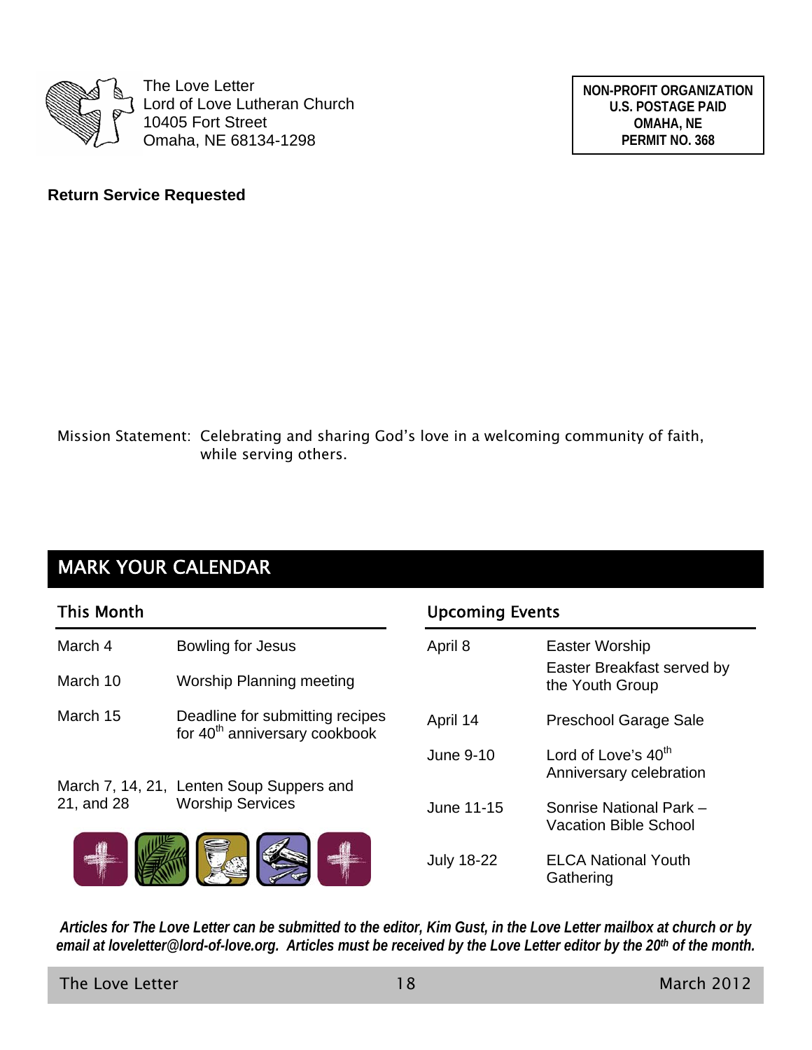The Love Letter
Lord of Love Lutheran Church
10405 Fort Street
Omaha, NE 68134-1298

**NON-PROFIT ORGANIZATION**
**U.S. POSTAGE PAID**
**OMAHA, NE**
**PERMIT NO. 368**

**Return Service Requested**

Mission Statement: Celebrating and sharing God's love in a welcoming community of faith, while serving others.

## MARK YOUR CALENDAR

### This Month

| | |
|---|---|
| March 4 | Bowling for Jesus |
| March 10 | Worship Planning meeting |
| March 15 | Deadline for submitting recipes for 40th anniversary cookbook |
| March 7, 14, 21, 21, and 28 | Lenten Soup Suppers and Worship Services |

### Upcoming Events

| | |
|---|---|
| April 8 | Easter Worship<br>Easter Breakfast served by the Youth Group |
| April 14 | Preschool Garage Sale |
| June 9-10 | Lord of Love's 40th Anniversary celebration |
| June 11-15 | Sonrise National Park – Vacation Bible School |
| July 18-22 | ELCA National Youth Gathering |

***Articles for The Love Letter can be submitted to the editor, Kim Gust, in the Love Letter mailbox at church or by email at loveletter@lord-of-love.org. Articles must be received by the Love Letter editor by the 20th of the month.***